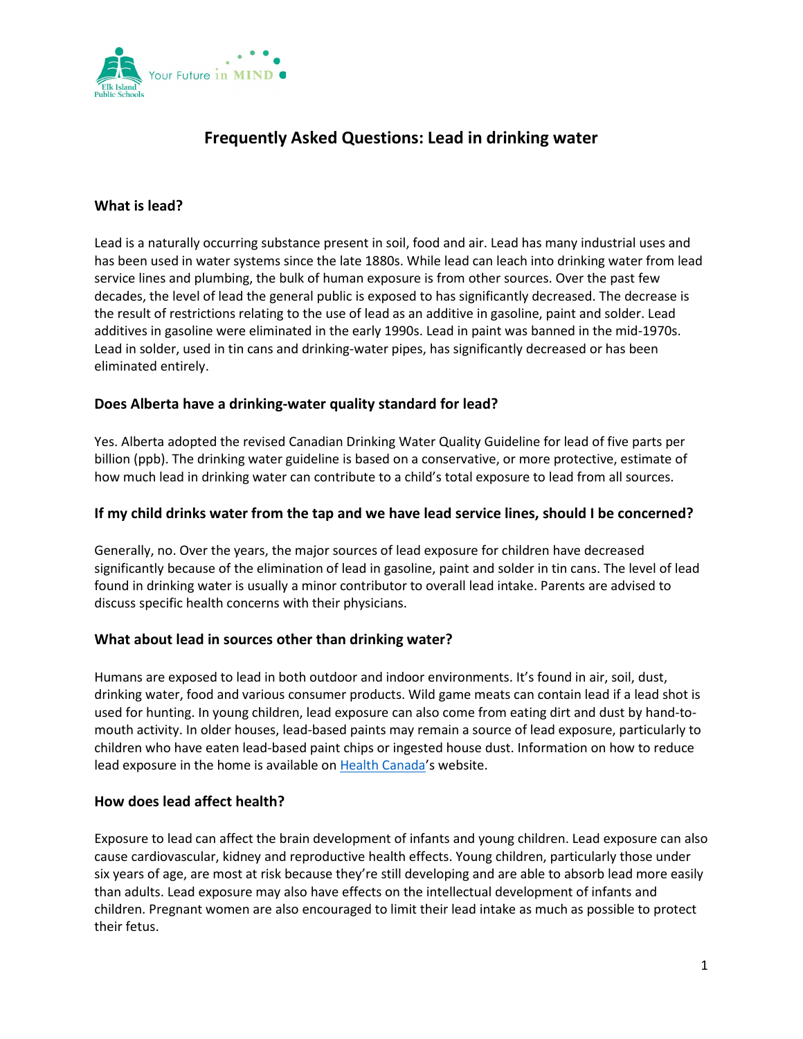# Frequently Asked Questions: Lead in drinking water

## What is lead?

Lead is a naturally occurring substance present in soil, food and air. Lead has many industrial uses and has been used in water systems since the late 1880s. While lead can leach into drinking water from lead service lines and plumbing, the bulk of human exposure is from other sources. Over the past few decades, the level of lead the general public is exposed to has significantly decreased. The decrease is the result of restrictions relating to the use of lead as an additive in gasoline, paint and solder. Lead additives in gasoline were eliminated in the early 1990s. Lead in paint was banned in the mid-1970s. Lead in solder, used in tin cans and drinking-water pipes, has significantly decreased or has been eliminated entirely.

## Does Alberta have a drinking-water quality standard for lead?

Yes. Alberta adopted the revised Canadian Drinking Water Quality Guideline for lead of five parts per billion (ppb). The drinking water guideline is based on a conservative, or more protective, estimate of how much lead in drinking water can contribute to a child's total exposure to lead from all sources.

## If my child drinks water from the tap and we have lead service lines, should I be concerned?

Generally, no. Over the years, the major sources of lead exposure for children have decreased significantly because of the elimination of lead in gasoline, paint and solder in tin cans. The level of lead found in drinking water is usually a minor contributor to overall lead intake. Parents are advised to discuss specific health concerns with their physicians.

## What about lead in sources other than drinking water?

Humans are exposed to lead in both outdoor and indoor environments. It's found in air, soil, dust, drinking water, food and various consumer products. Wild game meats can contain lead if a lead shot is used for hunting. In young children, lead exposure can also come from eating dirt and dust by hand-to-mouth activity. In older houses, lead-based paints may remain a source of lead exposure, particularly to children who have eaten lead-based paint chips or ingested house dust. Information on how to reduce lead exposure in the home is available on Health Canada's website.

## How does lead affect health?

Exposure to lead can affect the brain development of infants and young children. Lead exposure can also cause cardiovascular, kidney and reproductive health effects. Young children, particularly those under six years of age, are most at risk because they're still developing and are able to absorb lead more easily than adults. Lead exposure may also have effects on the intellectual development of infants and children. Pregnant women are also encouraged to limit their lead intake as much as possible to protect their fetus.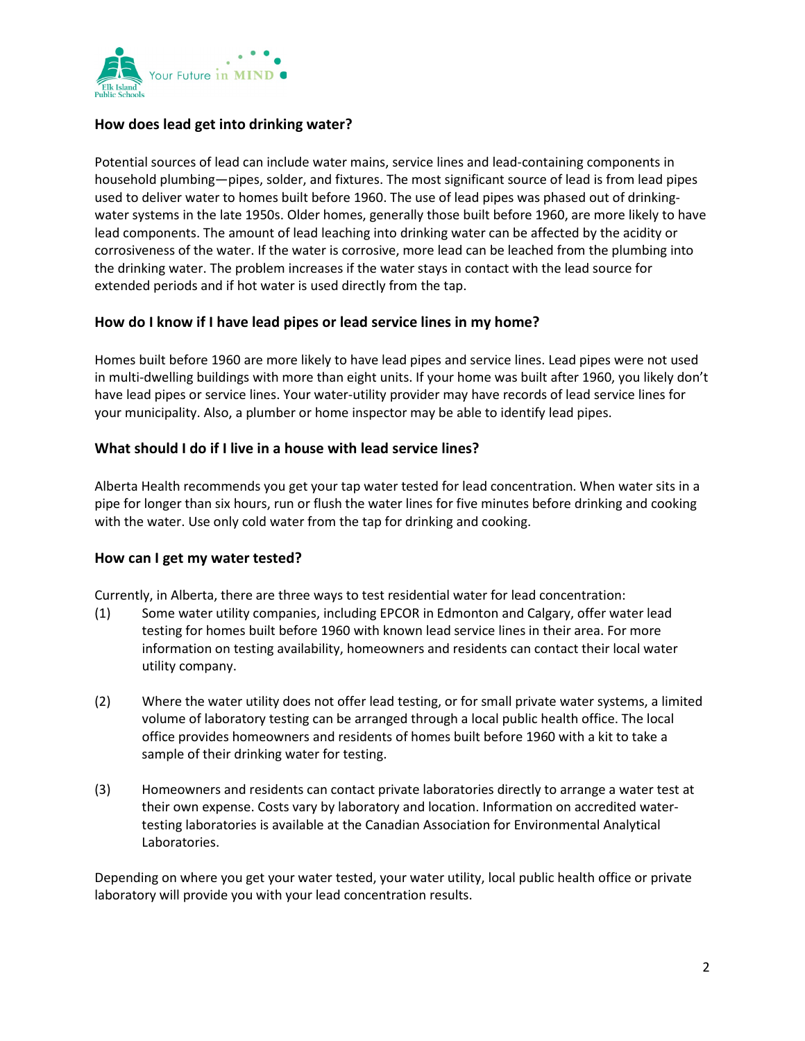### How does lead get into drinking water?

Potential sources of lead can include water mains, service lines and lead-containing components in household plumbing—pipes, solder, and fixtures. The most significant source of lead is from lead pipes used to deliver water to homes built before 1960. The use of lead pipes was phased out of drinking-water systems in the late 1950s. Older homes, generally those built before 1960, are more likely to have lead components. The amount of lead leaching into drinking water can be affected by the acidity or corrosiveness of the water. If the water is corrosive, more lead can be leached from the plumbing into the drinking water. The problem increases if the water stays in contact with the lead source for extended periods and if hot water is used directly from the tap.

### How do I know if I have lead pipes or lead service lines in my home?

Homes built before 1960 are more likely to have lead pipes and service lines. Lead pipes were not used in multi-dwelling buildings with more than eight units. If your home was built after 1960, you likely don't have lead pipes or service lines. Your water-utility provider may have records of lead service lines for your municipality. Also, a plumber or home inspector may be able to identify lead pipes.

### What should I do if I live in a house with lead service lines?

Alberta Health recommends you get your tap water tested for lead concentration. When water sits in a pipe for longer than six hours, run or flush the water lines for five minutes before drinking and cooking with the water. Use only cold water from the tap for drinking and cooking.

### How can I get my water tested?

Currently, in Alberta, there are three ways to test residential water for lead concentration:

(1) Some water utility companies, including EPCOR in Edmonton and Calgary, offer water lead testing for homes built before 1960 with known lead service lines in their area. For more information on testing availability, homeowners and residents can contact their local water utility company.

(2) Where the water utility does not offer lead testing, or for small private water systems, a limited volume of laboratory testing can be arranged through a local public health office. The local office provides homeowners and residents of homes built before 1960 with a kit to take a sample of their drinking water for testing.

(3) Homeowners and residents can contact private laboratories directly to arrange a water test at their own expense. Costs vary by laboratory and location. Information on accredited water-testing laboratories is available at the Canadian Association for Environmental Analytical Laboratories.

Depending on where you get your water tested, your water utility, local public health office or private laboratory will provide you with your lead concentration results.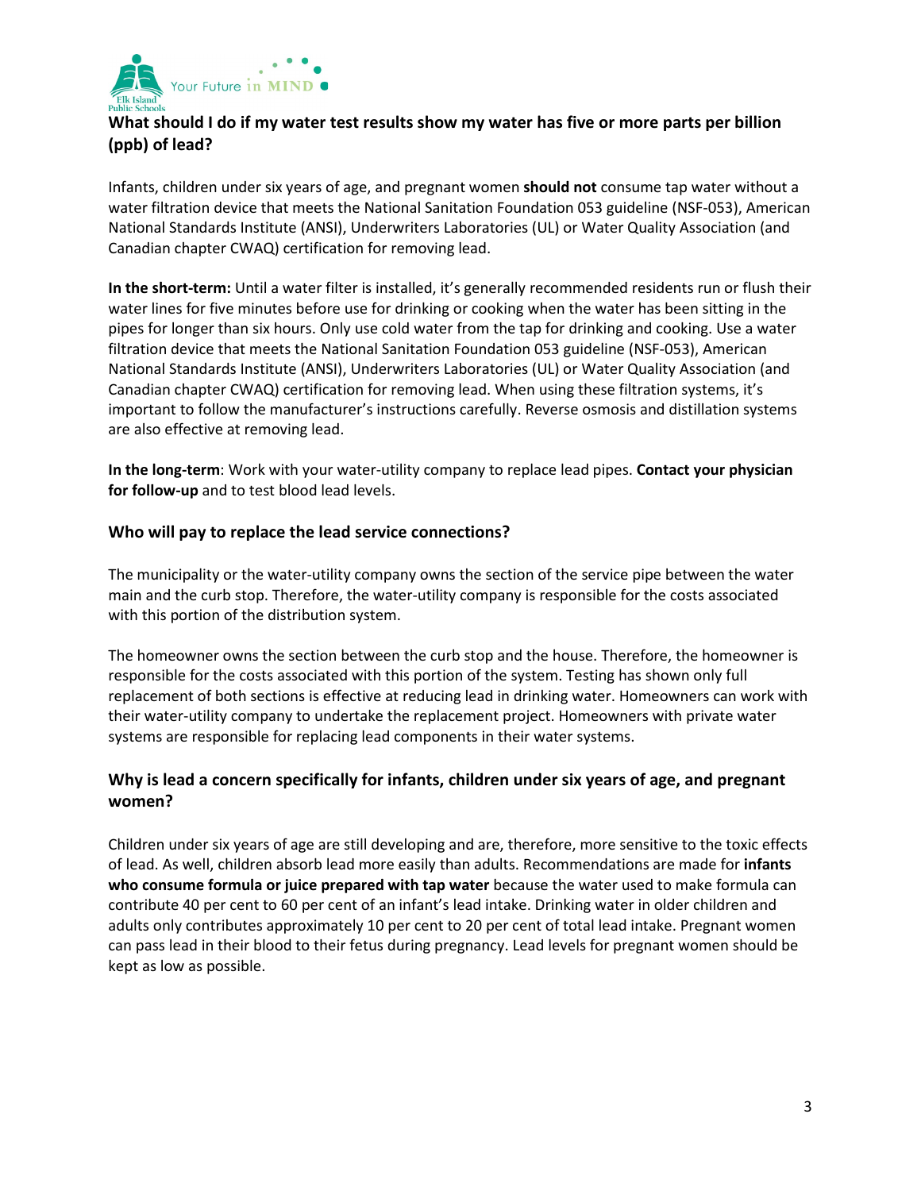### What should I do if my water test results show my water has five or more parts per billion (ppb) of lead?

Infants, children under six years of age, and pregnant women **should not** consume tap water without a water filtration device that meets the National Sanitation Foundation 053 guideline (NSF-053), American National Standards Institute (ANSI), Underwriters Laboratories (UL) or Water Quality Association (and Canadian chapter CWAQ) certification for removing lead.

**In the short-term:** Until a water filter is installed, it's generally recommended residents run or flush their water lines for five minutes before use for drinking or cooking when the water has been sitting in the pipes for longer than six hours. Only use cold water from the tap for drinking and cooking. Use a water filtration device that meets the National Sanitation Foundation 053 guideline (NSF-053), American National Standards Institute (ANSI), Underwriters Laboratories (UL) or Water Quality Association (and Canadian chapter CWAQ) certification for removing lead. When using these filtration systems, it's important to follow the manufacturer's instructions carefully. Reverse osmosis and distillation systems are also effective at removing lead.

**In the long-term**: Work with your water-utility company to replace lead pipes. **Contact your physician for follow-up** and to test blood lead levels.

### Who will pay to replace the lead service connections?

The municipality or the water-utility company owns the section of the service pipe between the water main and the curb stop. Therefore, the water-utility company is responsible for the costs associated with this portion of the distribution system.

The homeowner owns the section between the curb stop and the house. Therefore, the homeowner is responsible for the costs associated with this portion of the system. Testing has shown only full replacement of both sections is effective at reducing lead in drinking water. Homeowners can work with their water-utility company to undertake the replacement project. Homeowners with private water systems are responsible for replacing lead components in their water systems.

### Why is lead a concern specifically for infants, children under six years of age, and pregnant women?

Children under six years of age are still developing and are, therefore, more sensitive to the toxic effects of lead. As well, children absorb lead more easily than adults. Recommendations are made for **infants who consume formula or juice prepared with tap water** because the water used to make formula can contribute 40 per cent to 60 per cent of an infant's lead intake. Drinking water in older children and adults only contributes approximately 10 per cent to 20 per cent of total lead intake. Pregnant women can pass lead in their blood to their fetus during pregnancy. Lead levels for pregnant women should be kept as low as possible.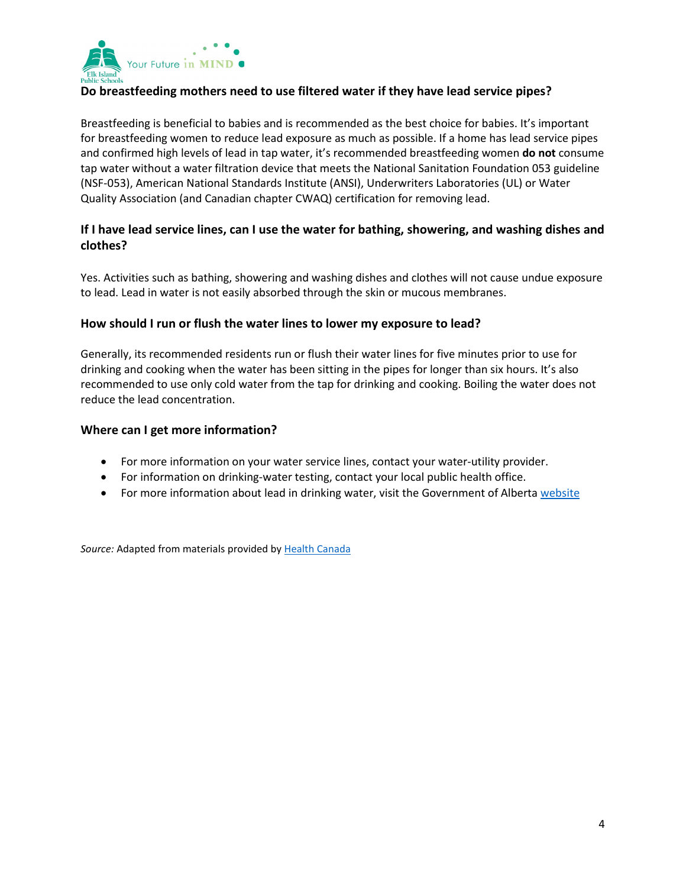### Do breastfeeding mothers need to use filtered water if they have lead service pipes?

Breastfeeding is beneficial to babies and is recommended as the best choice for babies. It's important for breastfeeding women to reduce lead exposure as much as possible. If a home has lead service pipes and confirmed high levels of lead in tap water, it's recommended breastfeeding women **do not** consume tap water without a water filtration device that meets the National Sanitation Foundation 053 guideline (NSF-053), American National Standards Institute (ANSI), Underwriters Laboratories (UL) or Water Quality Association (and Canadian chapter CWAQ) certification for removing lead.

### If I have lead service lines, can I use the water for bathing, showering, and washing dishes and clothes?

Yes. Activities such as bathing, showering and washing dishes and clothes will not cause undue exposure to lead. Lead in water is not easily absorbed through the skin or mucous membranes.

### How should I run or flush the water lines to lower my exposure to lead?

Generally, its recommended residents run or flush their water lines for five minutes prior to use for drinking and cooking when the water has been sitting in the pipes for longer than six hours. It's also recommended to use only cold water from the tap for drinking and cooking. Boiling the water does not reduce the lead concentration.

### Where can I get more information?

- For more information on your water service lines, contact your water-utility provider.
- For information on drinking-water testing, contact your local public health office.
- For more information about lead in drinking water, visit the Government of Alberta website

*Source:* Adapted from materials provided by Health Canada